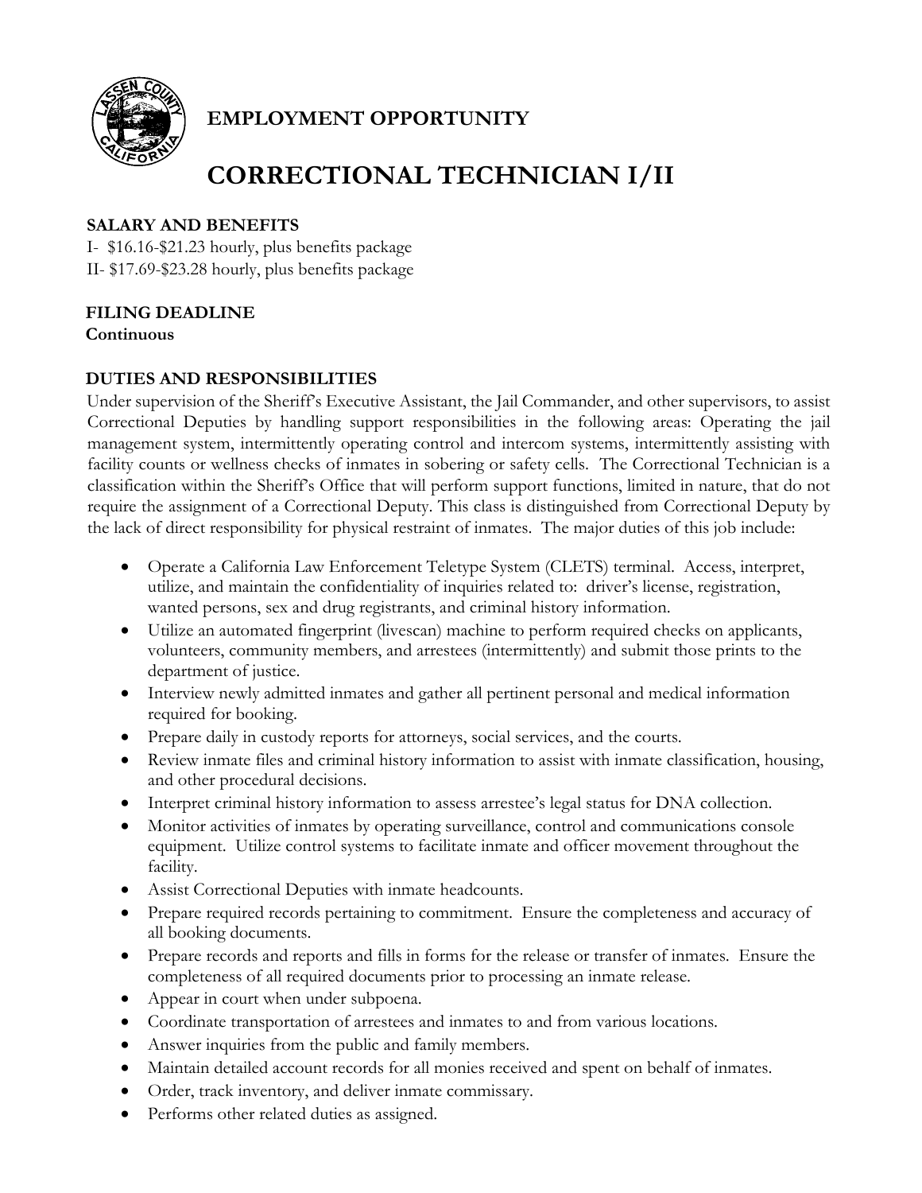## EMPLOYMENT OPPORTUNITY

# CORRECTIONAL TECHNICIAN I/II

**SALARY AND BENEFITS**

I- $16.16-$21.23 hourly, plus benefits package
II- $17.69-$23.28 hourly, plus benefits package

**FILING DEADLINE**
**Continuous**

**DUTIES AND RESPONSIBILITIES**

Under supervision of the Sheriff's Executive Assistant, the Jail Commander, and other supervisors, to assist Correctional Deputies by handling support responsibilities in the following areas: Operating the jail management system, intermittently operating control and intercom systems, intermittently assisting with facility counts or wellness checks of inmates in sobering or safety cells. The Correctional Technician is a classification within the Sheriff's Office that will perform support functions, limited in nature, that do not require the assignment of a Correctional Deputy. This class is distinguished from Correctional Deputy by the lack of direct responsibility for physical restraint of inmates. The major duties of this job include:

- Operate a California Law Enforcement Teletype System (CLETS) terminal. Access, interpret, utilize, and maintain the confidentiality of inquiries related to: driver's license, registration, wanted persons, sex and drug registrants, and criminal history information.
- Utilize an automated fingerprint (livescan) machine to perform required checks on applicants, volunteers, community members, and arrestees (intermittently) and submit those prints to the department of justice.
- Interview newly admitted inmates and gather all pertinent personal and medical information required for booking.
- Prepare daily in custody reports for attorneys, social services, and the courts.
- Review inmate files and criminal history information to assist with inmate classification, housing, and other procedural decisions.
- Interpret criminal history information to assess arrestee's legal status for DNA collection.
- Monitor activities of inmates by operating surveillance, control and communications console equipment. Utilize control systems to facilitate inmate and officer movement throughout the facility.
- Assist Correctional Deputies with inmate headcounts.
- Prepare required records pertaining to commitment. Ensure the completeness and accuracy of all booking documents.
- Prepare records and reports and fills in forms for the release or transfer of inmates. Ensure the completeness of all required documents prior to processing an inmate release.
- Appear in court when under subpoena.
- Coordinate transportation of arrestees and inmates to and from various locations.
- Answer inquiries from the public and family members.
- Maintain detailed account records for all monies received and spent on behalf of inmates.
- Order, track inventory, and deliver inmate commissary.
- Performs other related duties as assigned.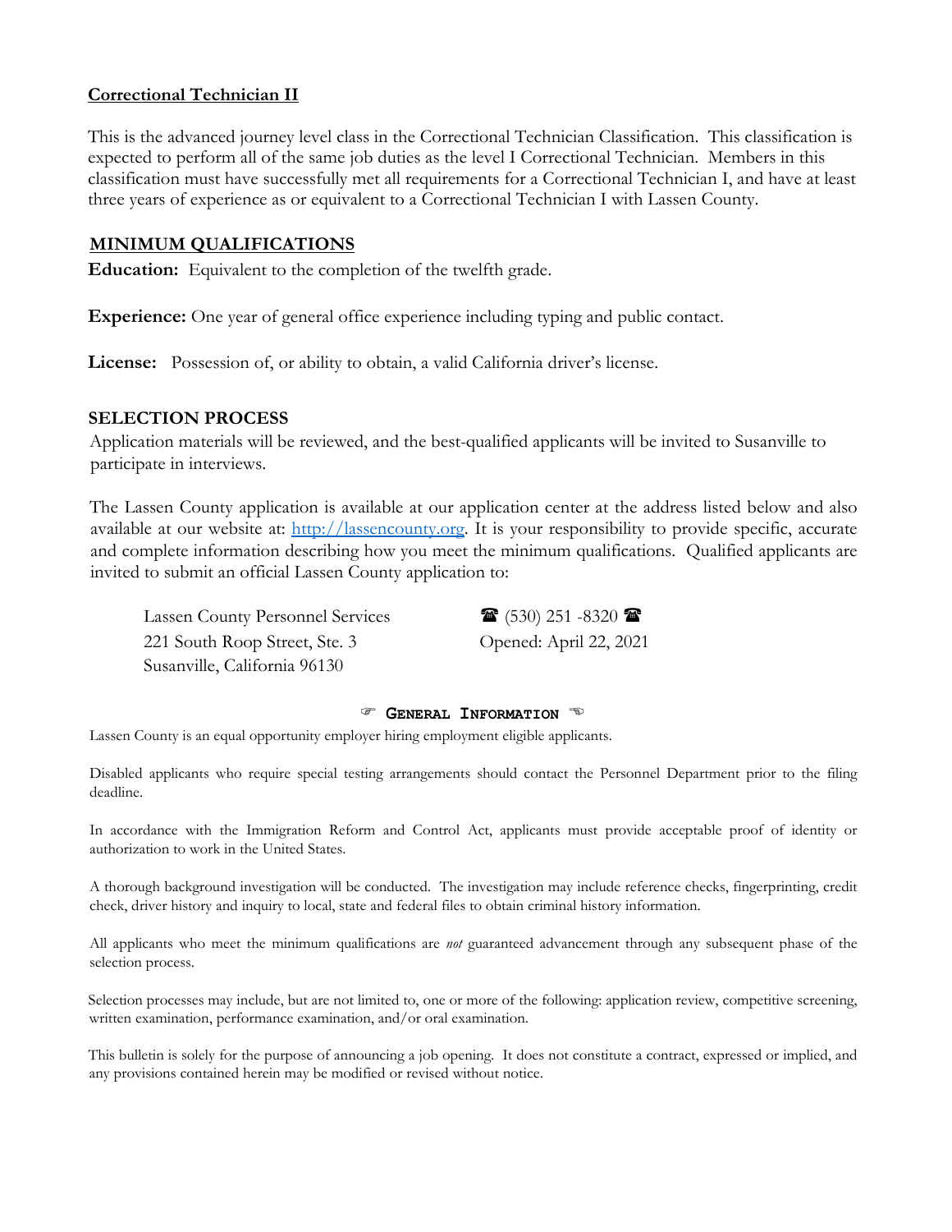## Correctional Technician II

This is the advanced journey level class in the Correctional Technician Classification. This classification is expected to perform all of the same job duties as the level I Correctional Technician. Members in this classification must have successfully met all requirements for a Correctional Technician I, and have at least three years of experience as or equivalent to a Correctional Technician I with Lassen County.

## MINIMUM QUALIFICATIONS

**Education:** Equivalent to the completion of the twelfth grade.

**Experience:** One year of general office experience including typing and public contact.

**License:** Possession of, or ability to obtain, a valid California driver's license.

## SELECTION PROCESS

Application materials will be reviewed, and the best-qualified applicants will be invited to Susanville to participate in interviews.

The Lassen County application is available at our application center at the address listed below and also available at our website at: http://lassencounty.org. It is your responsibility to provide specific, accurate and complete information describing how you meet the minimum qualifications. Qualified applicants are invited to submit an official Lassen County application to:

Lassen County Personnel Services
221 South Roop Street, Ste. 3
Susanville, California 96130

☎ (530) 251 -8320 ☎
Opened: April 22, 2021

### ☞ GENERAL INFORMATION ☜

Lassen County is an equal opportunity employer hiring employment eligible applicants.

Disabled applicants who require special testing arrangements should contact the Personnel Department prior to the filing deadline.

In accordance with the Immigration Reform and Control Act, applicants must provide acceptable proof of identity or authorization to work in the United States.

A thorough background investigation will be conducted. The investigation may include reference checks, fingerprinting, credit check, driver history and inquiry to local, state and federal files to obtain criminal history information.

All applicants who meet the minimum qualifications are *not* guaranteed advancement through any subsequent phase of the selection process.

Selection processes may include, but are not limited to, one or more of the following: application review, competitive screening, written examination, performance examination, and/or oral examination.

This bulletin is solely for the purpose of announcing a job opening. It does not constitute a contract, expressed or implied, and any provisions contained herein may be modified or revised without notice.